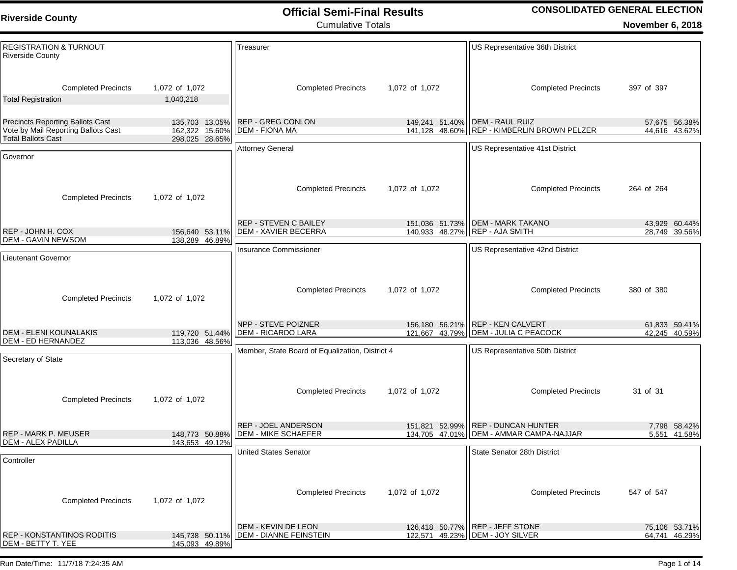# Riverside County

## Official Semi-Final Results

Cumulative Totals

**CONSOLIDATED GENERAL ELECTION**

**November 6, 2018**

### REGISTRATION & TURNOUT
Riverside County

Completed Precincts: 1,072 of 1,072

| | | |
|---|---|---|
| Total Registration | 1,040,218 | |
| Precincts Reporting Ballots Cast | 135,703 | 13.05% |
| Vote by Mail Reporting Ballots Cast | 162,322 | 15.60% |
| Total Ballots Cast | 298,025 | 28.65% |

### Governor

Completed Precincts: 1,072 of 1,072

| | | |
|---|---|---|
| REP - JOHN H. COX | 156,640 | 53.11% |
| DEM - GAVIN NEWSOM | 138,289 | 46.89% |

### Lieutenant Governor

Completed Precincts: 1,072 of 1,072

| | | |
|---|---|---|
| DEM - ELENI KOUNALAKIS | 119,720 | 51.44% |
| DEM - ED HERNANDEZ | 113,036 | 48.56% |

### Secretary of State

Completed Precincts: 1,072 of 1,072

| | | |
|---|---|---|
| REP - MARK P. MEUSER | 148,773 | 50.88% |
| DEM - ALEX PADILLA | 143,653 | 49.12% |

### Controller

Completed Precincts: 1,072 of 1,072

| | | |
|---|---|---|
| REP - KONSTANTINOS RODITIS | 145,738 | 50.11% |
| DEM - BETTY T. YEE | 145,093 | 49.89% |

### Treasurer

Completed Precincts: 1,072 of 1,072

| | | |
|---|---|---|
| REP - GREG CONLON | 149,241 | 51.40% |
| DEM - FIONA MA | 141,128 | 48.60% |

### Attorney General

Completed Precincts: 1,072 of 1,072

| | | |
|---|---|---|
| REP - STEVEN C BAILEY | 151,036 | 51.73% |
| DEM - XAVIER BECERRA | 140,933 | 48.27% |

### Insurance Commissioner

Completed Precincts: 1,072 of 1,072

| | | |
|---|---|---|
| NPP - STEVE POIZNER | 156,180 | 56.21% |
| DEM - RICARDO LARA | 121,667 | 43.79% |

### Member, State Board of Equalization, District 4

Completed Precincts: 1,072 of 1,072

| | | |
|---|---|---|
| REP - JOEL ANDERSON | 151,821 | 52.99% |
| DEM - MIKE SCHAEFER | 134,705 | 47.01% |

### United States Senator

Completed Precincts: 1,072 of 1,072

| | | |
|---|---|---|
| DEM - KEVIN DE LEON | 126,418 | 50.77% |
| DEM - DIANNE FEINSTEIN | 122,571 | 49.23% |

### US Representative 36th District

Completed Precincts: 397 of 397

| | | |
|---|---|---|
| DEM - RAUL RUIZ | 57,675 | 56.38% |
| REP - KIMBERLIN BROWN PELZER | 44,616 | 43.62% |

### US Representative 41st District

Completed Precincts: 264 of 264

| | | |
|---|---|---|
| DEM - MARK TAKANO | 43,929 | 60.44% |
| REP - AJA SMITH | 28,749 | 39.56% |

### US Representative 42nd District

Completed Precincts: 380 of 380

| | | |
|---|---|---|
| REP - KEN CALVERT | 61,833 | 59.41% |
| DEM - JULIA C PEACOCK | 42,245 | 40.59% |

### US Representative 50th District

Completed Precincts: 31 of 31

| | | |
|---|---|---|
| REP - DUNCAN HUNTER | 7,798 | 58.42% |
| DEM - AMMAR CAMPA-NAJJAR | 5,551 | 41.58% |

### State Senator 28th District

Completed Precincts: 547 of 547

| | | |
|---|---|---|
| REP - JEFF STONE | 75,106 | 53.71% |
| DEM - JOY SILVER | 64,741 | 46.29% |

Run Date/Time: 11/7/18 7:24:35 AM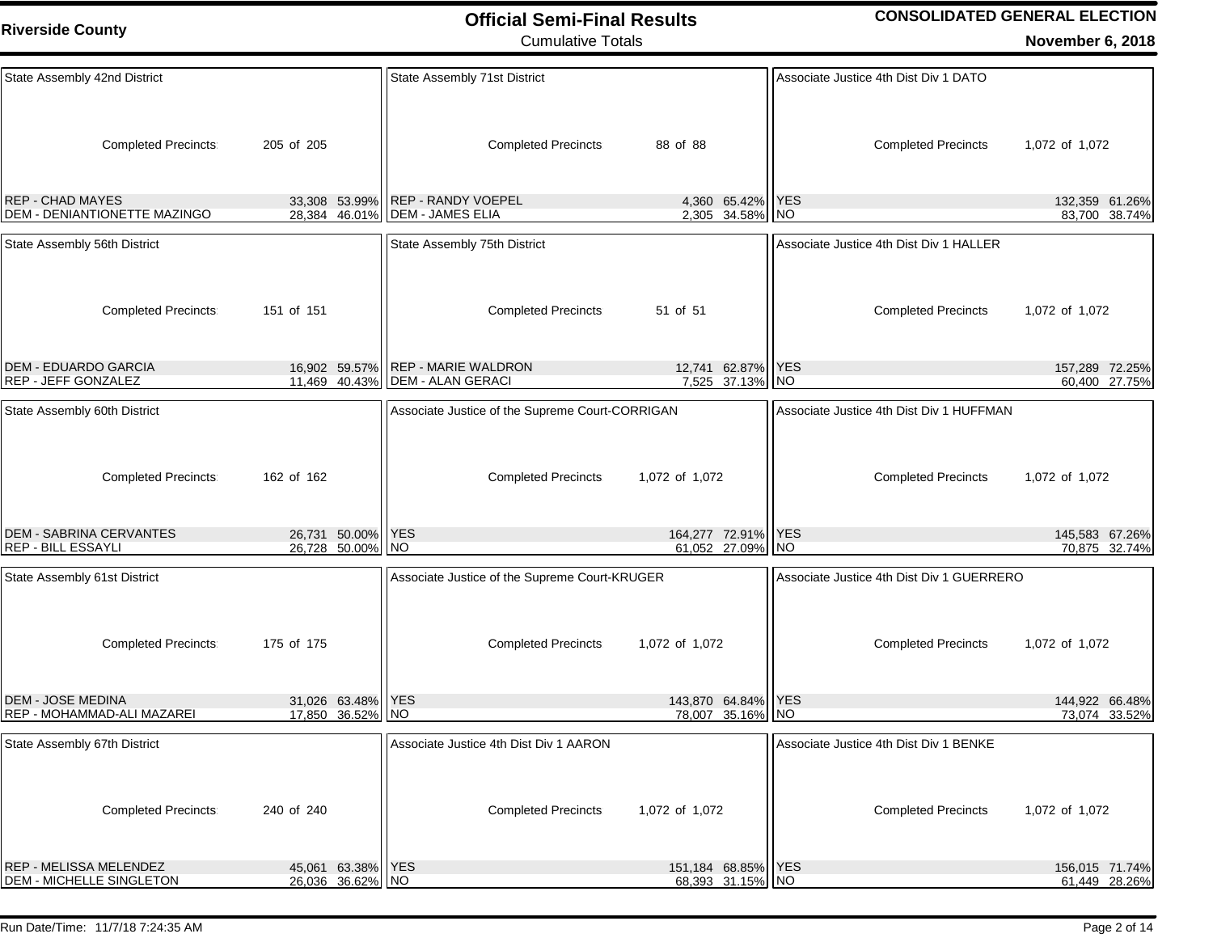### State Assembly 42nd District

Completed Precincts: 205 of 205

| | | |
|---|---|---|
| REP - CHAD MAYES | 33,308 | 53.99% |
| DEM - DENIANTIONETTE MAZINGO | 28,384 | 46.01% |

### State Assembly 56th District

Completed Precincts: 151 of 151

| | | |
|---|---|---|
| DEM - EDUARDO GARCIA | 16,902 | 59.57% |
| REP - JEFF GONZALEZ | 11,469 | 40.43% |

### State Assembly 60th District

Completed Precincts: 162 of 162

| | | |
|---|---|---|
| DEM - SABRINA CERVANTES | 26,731 | 50.00% |
| REP - BILL ESSAYLI | 26,728 | 50.00% |

### State Assembly 61st District

Completed Precincts: 175 of 175

| | | |
|---|---|---|
| DEM - JOSE MEDINA | 31,026 | 63.48% |
| REP - MOHAMMAD-ALI MAZAREI | 17,850 | 36.52% |

### State Assembly 67th District

Completed Precincts: 240 of 240

| | | |
|---|---|---|
| REP - MELISSA MELENDEZ | 45,061 | 63.38% |
| DEM - MICHELLE SINGLETON | 26,036 | 36.62% |

### State Assembly 71st District

Completed Precincts: 88 of 88

| | | |
|---|---|---|
| REP - RANDY VOEPEL | 4,360 | 65.42% |
| DEM - JAMES ELIA | 2,305 | 34.58% |

### State Assembly 75th District

Completed Precincts: 51 of 51

| | | |
|---|---|---|
| REP - MARIE WALDRON | 12,741 | 62.87% |
| DEM - ALAN GERACI | 7,525 | 37.13% |

### Associate Justice of the Supreme Court-CORRIGAN

Completed Precincts: 1,072 of 1,072

| | | |
|---|---|---|
| YES | 164,277 | 72.91% |
| NO | 61,052 | 27.09% |

### Associate Justice of the Supreme Court-KRUGER

Completed Precincts: 1,072 of 1,072

| | | |
|---|---|---|
| YES | 143,870 | 64.84% |
| NO | 78,007 | 35.16% |

### Associate Justice 4th Dist Div 1 AARON

Completed Precincts: 1,072 of 1,072

| | | |
|---|---|---|
| YES | 151,184 | 68.85% |
| NO | 68,393 | 31.15% |

### Associate Justice 4th Dist Div 1 DATO

Completed Precincts: 1,072 of 1,072

| | | |
|---|---|---|
| YES | 132,359 | 61.26% |
| NO | 83,700 | 38.74% |

### Associate Justice 4th Dist Div 1 HALLER

Completed Precincts: 1,072 of 1,072

| | | |
|---|---|---|
| YES | 157,289 | 72.25% |
| NO | 60,400 | 27.75% |

### Associate Justice 4th Dist Div 1 HUFFMAN

Completed Precincts: 1,072 of 1,072

| | | |
|---|---|---|
| YES | 145,583 | 67.26% |
| NO | 70,875 | 32.74% |

### Associate Justice 4th Dist Div 1 GUERRERO

Completed Precincts: 1,072 of 1,072

| | | |
|---|---|---|
| YES | 144,922 | 66.48% |
| NO | 73,074 | 33.52% |

### Associate Justice 4th Dist Div 1 BENKE

Completed Precincts: 1,072 of 1,072

| | | |
|---|---|---|
| YES | 156,015 | 71.74% |
| NO | 61,449 | 28.26% |

Run Date/Time: 11/7/18 7:24:35 AM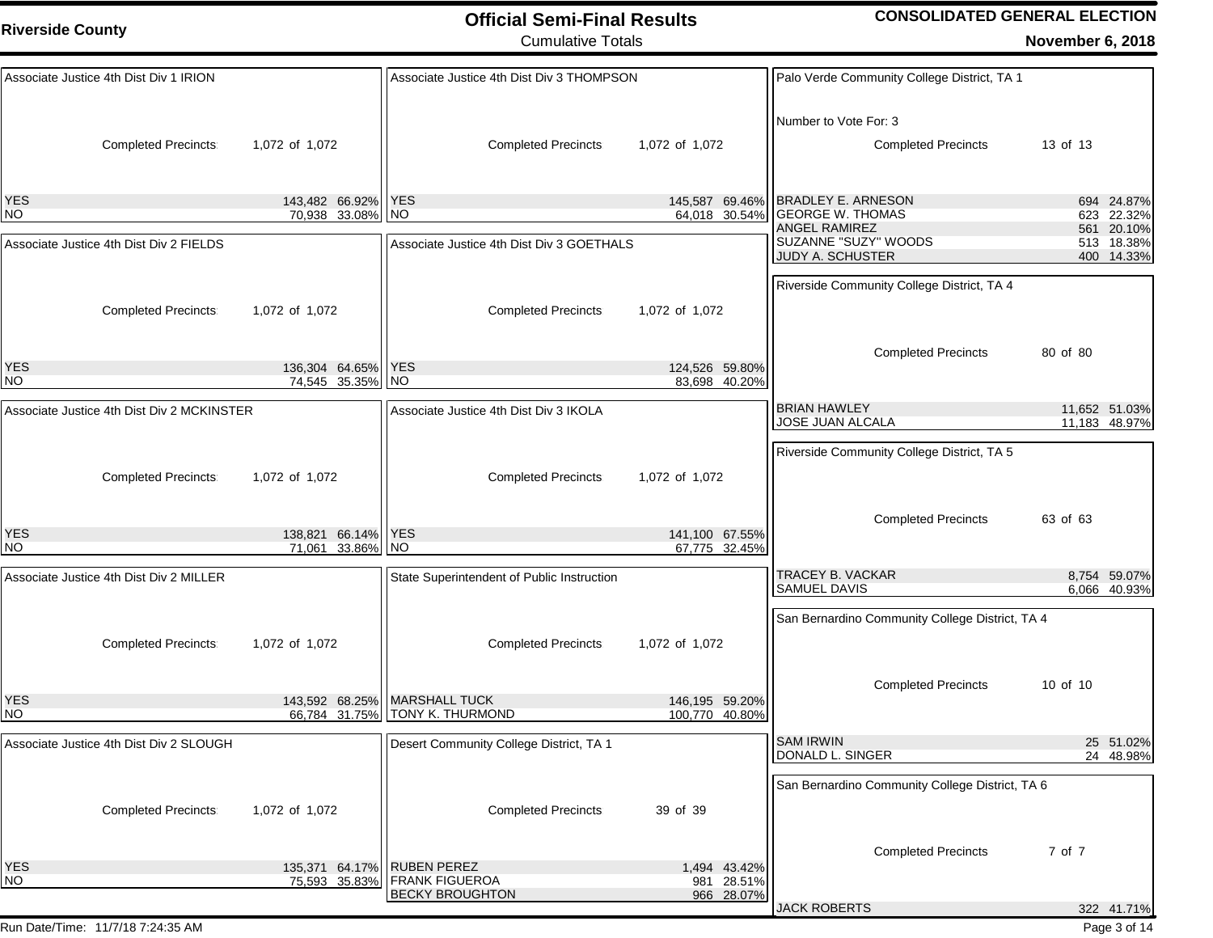**Riverside County**

# Official Semi-Final Results

Cumulative Totals

**CONSOLIDATED GENERAL ELECTION**

**November 6, 2018**

### Associate Justice 4th Dist Div 1 IRION

Completed Precincts: 1,072 of 1,072

| Choice | Votes | Percent |
|---|---|---|
| YES | 143,482 | 66.92% |
| NO | 70,938 | 33.08% |

### Associate Justice 4th Dist Div 2 FIELDS

Completed Precincts: 1,072 of 1,072

| Choice | Votes | Percent |
|---|---|---|
| YES | 136,304 | 64.65% |
| NO | 74,545 | 35.35% |

### Associate Justice 4th Dist Div 2 MCKINSTER

Completed Precincts: 1,072 of 1,072

| Choice | Votes | Percent |
|---|---|---|
| YES | 138,821 | 66.14% |
| NO | 71,061 | 33.86% |

### Associate Justice 4th Dist Div 2 MILLER

Completed Precincts: 1,072 of 1,072

| Choice | Votes | Percent |
|---|---|---|
| YES | 143,592 | 68.25% |
| NO | 66,784 | 31.75% |

### Associate Justice 4th Dist Div 2 SLOUGH

Completed Precincts: 1,072 of 1,072

| Choice | Votes | Percent |
|---|---|---|
| YES | 135,371 | 64.17% |
| NO | 75,593 | 35.83% |

### Associate Justice 4th Dist Div 3 THOMPSON

Completed Precincts: 1,072 of 1,072

| Choice | Votes | Percent |
|---|---|---|
| YES | 145,587 | 69.46% |
| NO | 64,018 | 30.54% |

### Associate Justice 4th Dist Div 3 GOETHALS

Completed Precincts: 1,072 of 1,072

| Choice | Votes | Percent |
|---|---|---|
| YES | 124,526 | 59.80% |
| NO | 83,698 | 40.20% |

### Associate Justice 4th Dist Div 3 IKOLA

Completed Precincts: 1,072 of 1,072

| Choice | Votes | Percent |
|---|---|---|
| YES | 141,100 | 67.55% |
| NO | 67,775 | 32.45% |

### State Superintendent of Public Instruction

Completed Precincts: 1,072 of 1,072

| Candidate | Votes | Percent |
|---|---|---|
| MARSHALL TUCK | 146,195 | 59.20% |
| TONY K. THURMOND | 100,770 | 40.80% |

### Desert Community College District, TA 1

Completed Precincts: 39 of 39

| Candidate | Votes | Percent |
|---|---|---|
| RUBEN PEREZ | 1,494 | 43.42% |
| FRANK FIGUEROA | 981 | 28.51% |
| BECKY BROUGHTON | 966 | 28.07% |

### Palo Verde Community College District, TA 1

Number to Vote For: 3

Completed Precincts: 13 of 13

| Candidate | Votes | Percent |
|---|---|---|
| BRADLEY E. ARNESON | 694 | 24.87% |
| GEORGE W. THOMAS | 623 | 22.32% |
| ANGEL RAMIREZ | 561 | 20.10% |
| SUZANNE "SUZY" WOODS | 513 | 18.38% |
| JUDY A. SCHUSTER | 400 | 14.33% |

### Riverside Community College District, TA 4

Completed Precincts: 80 of 80

| Candidate | Votes | Percent |
|---|---|---|
| BRIAN HAWLEY | 11,652 | 51.03% |
| JOSE JUAN ALCALA | 11,183 | 48.97% |

### Riverside Community College District, TA 5

Completed Precincts: 63 of 63

| Candidate | Votes | Percent |
|---|---|---|
| TRACEY B. VACKAR | 8,754 | 59.07% |
| SAMUEL DAVIS | 6,066 | 40.93% |

### San Bernardino Community College District, TA 4

Completed Precincts: 10 of 10

| Candidate | Votes | Percent |
|---|---|---|
| SAM IRWIN | 25 | 51.02% |
| DONALD L. SINGER | 24 | 48.98% |

### San Bernardino Community College District, TA 6

Completed Precincts: 7 of 7

| Candidate | Votes | Percent |
|---|---|---|
| JACK ROBERTS | 322 | 41.71% |

Run Date/Time: 11/7/18 7:24:35 AM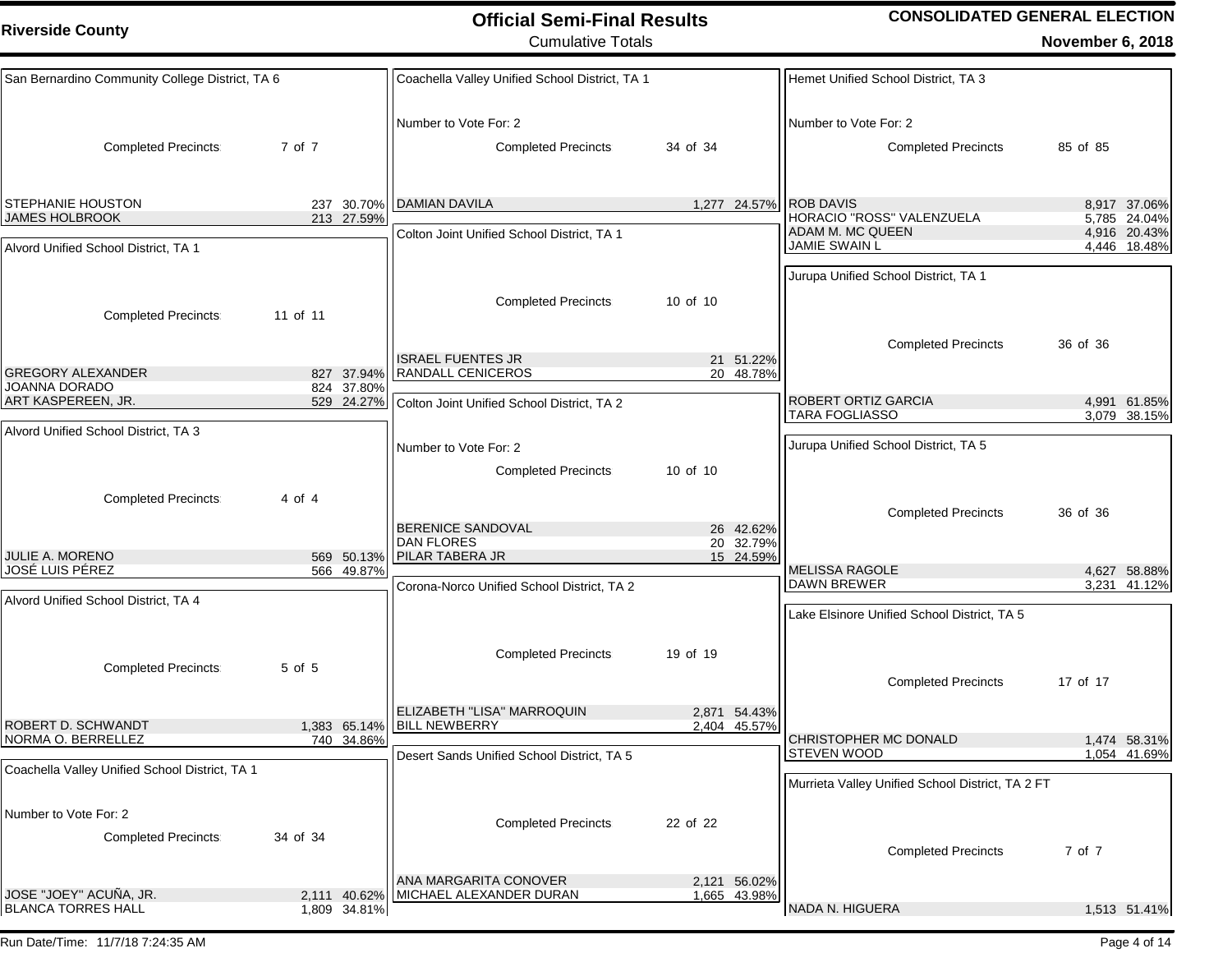**Riverside County** | **Official Semi-Final Results** | Cumulative Totals | **CONSOLIDATED GENERAL ELECTION** | **November 6, 2018**

### San Bernardino Community College District, TA 6

Completed Precincts: 7 of 7

| | | |
|---|---|---|
| STEPHANIE HOUSTON | 237 | 30.70% |
| JAMES HOLBROOK | 213 | 27.59% |

### Alvord Unified School District, TA 1

Completed Precincts: 11 of 11

| | | |
|---|---|---|
| GREGORY ALEXANDER | 827 | 37.94% |
| JOANNA DORADO | 824 | 37.80% |
| ART KASPEREEN, JR. | 529 | 24.27% |

### Alvord Unified School District, TA 3

Completed Precincts: 4 of 4

| | | |
|---|---|---|
| JULIE A. MORENO | 569 | 50.13% |
| JOSÉ LUIS PÉREZ | 566 | 49.87% |

### Alvord Unified School District, TA 4

Completed Precincts: 5 of 5

| | | |
|---|---|---|
| ROBERT D. SCHWANDT | 1,383 | 65.14% |
| NORMA O. BERRELLEZ | 740 | 34.86% |

### Coachella Valley Unified School District, TA 1

Number to Vote For: 2

Completed Precincts: 34 of 34

| | | |
|---|---|---|
| JOSE "JOEY" ACUÑA, JR. | 2,111 | 40.62% |
| BLANCA TORRES HALL | 1,809 | 34.81% |
| DAMIAN DAVILA | 1,277 | 24.57% |

### Colton Joint Unified School District, TA 1

Completed Precincts: 10 of 10

| | | |
|---|---|---|
| ISRAEL FUENTES JR | 21 | 51.22% |
| RANDALL CENICEROS | 20 | 48.78% |

### Colton Joint Unified School District, TA 2

Number to Vote For: 2

Completed Precincts: 10 of 10

| | | |
|---|---|---|
| BERENICE SANDOVAL | 26 | 42.62% |
| DAN FLORES | 20 | 32.79% |
| PILAR TABERA JR | 15 | 24.59% |

### Corona-Norco Unified School District, TA 2

Completed Precincts: 19 of 19

| | | |
|---|---|---|
| ELIZABETH "LISA" MARROQUIN | 2,871 | 54.43% |
| BILL NEWBERRY | 2,404 | 45.57% |

### Desert Sands Unified School District, TA 5

Completed Precincts: 22 of 22

| | | |
|---|---|---|
| ANA MARGARITA CONOVER | 2,121 | 56.02% |
| MICHAEL ALEXANDER DURAN | 1,665 | 43.98% |

### Hemet Unified School District, TA 3

Number to Vote For: 2

Completed Precincts: 85 of 85

| | | |
|---|---|---|
| ROB DAVIS | 8,917 | 37.06% |
| HORACIO "ROSS" VALENZUELA | 5,785 | 24.04% |
| ADAM M. MC QUEEN | 4,916 | 20.43% |
| JAMIE SWAIN L | 4,446 | 18.48% |

### Jurupa Unified School District, TA 1

Completed Precincts: 36 of 36

| | | |
|---|---|---|
| ROBERT ORTIZ GARCIA | 4,991 | 61.85% |
| TARA FOGLIASSO | 3,079 | 38.15% |

### Jurupa Unified School District, TA 5

Completed Precincts: 36 of 36

| | | |
|---|---|---|
| MELISSA RAGOLE | 4,627 | 58.88% |
| DAWN BREWER | 3,231 | 41.12% |

### Lake Elsinore Unified School District, TA 5

Completed Precincts: 17 of 17

| | | |
|---|---|---|
| CHRISTOPHER MC DONALD | 1,474 | 58.31% |
| STEVEN WOOD | 1,054 | 41.69% |

### Murrieta Valley Unified School District, TA 2 FT

Completed Precincts: 7 of 7

| | | |
|---|---|---|
| NADA N. HIGUERA | 1,513 | 51.41% |

Run Date/Time: 11/7/18 7:24:35 AM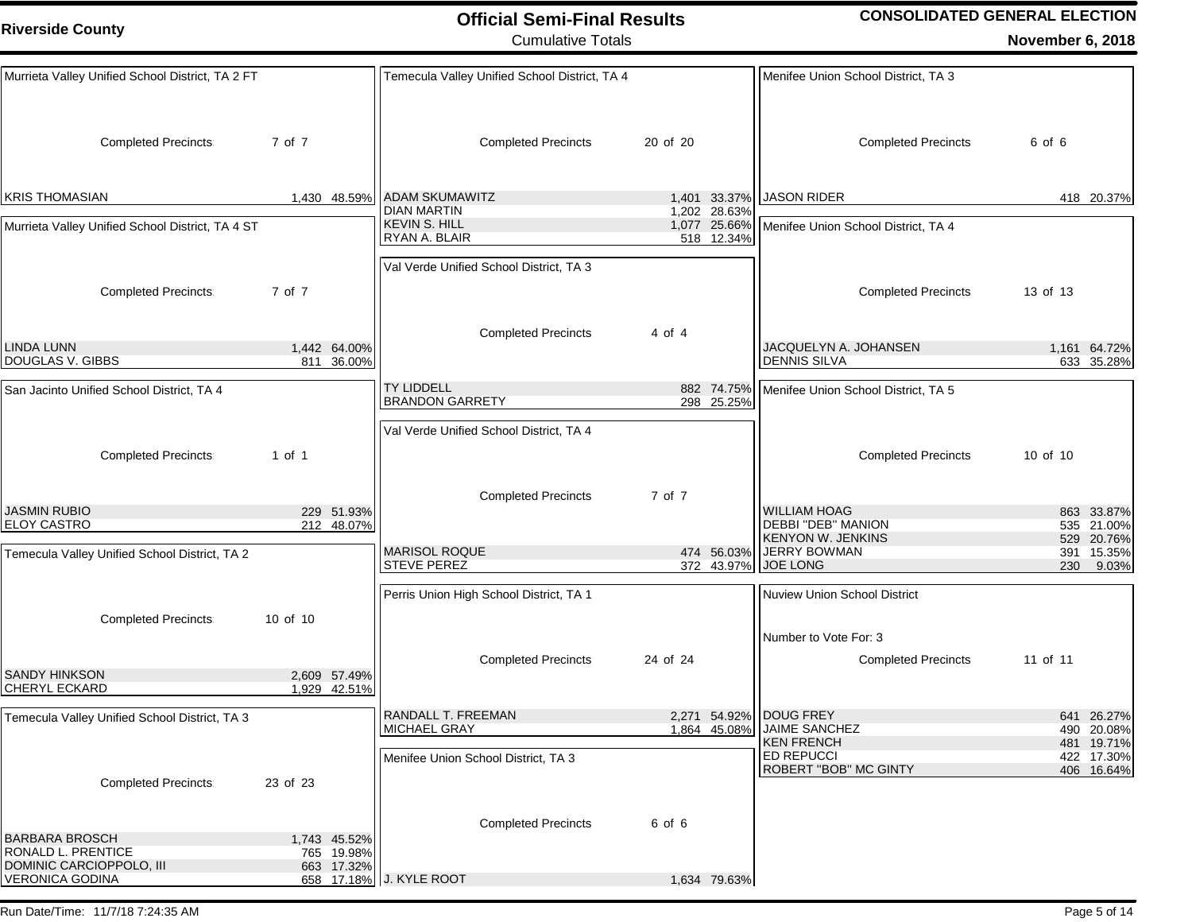# Riverside County

## Official Semi-Final Results

Cumulative Totals

CONSOLIDATED GENERAL ELECTION

November 6, 2018

### Murrieta Valley Unified School District, TA 2 FT

Completed Precincts: 7 of 7

| | | |
|---|---|---|
| KRIS THOMASIAN | 1,430 | 48.59% |

### Murrieta Valley Unified School District, TA 4 ST

Completed Precincts: 7 of 7

| | | |
|---|---|---|
| LINDA LUNN | 1,442 | 64.00% |
| DOUGLAS V. GIBBS | 811 | 36.00% |

### San Jacinto Unified School District, TA 4

Completed Precincts: 1 of 1

| | | |
|---|---|---|
| JASMIN RUBIO | 229 | 51.93% |
| ELOY CASTRO | 212 | 48.07% |

### Temecula Valley Unified School District, TA 2

Completed Precincts: 10 of 10

| | | |
|---|---|---|
| SANDY HINKSON | 2,609 | 57.49% |
| CHERYL ECKARD | 1,929 | 42.51% |

### Temecula Valley Unified School District, TA 3

Completed Precincts: 23 of 23

| | | |
|---|---|---|
| BARBARA BROSCH | 1,743 | 45.52% |
| RONALD L. PRENTICE | 765 | 19.98% |
| DOMINIC CARCIOPPOLO, III | 663 | 17.32% |
| VERONICA GODINA | 658 | 17.18% |

### Temecula Valley Unified School District, TA 4

Completed Precincts: 20 of 20

| | | |
|---|---|---|
| ADAM SKUMAWITZ | 1,401 | 33.37% |
| DIAN MARTIN | 1,202 | 28.63% |
| KEVIN S. HILL | 1,077 | 25.66% |
| RYAN A. BLAIR | 518 | 12.34% |

### Val Verde Unified School District, TA 3

Completed Precincts: 4 of 4

| | | |
|---|---|---|
| TY LIDDELL | 882 | 74.75% |
| BRANDON GARRETY | 298 | 25.25% |

### Val Verde Unified School District, TA 4

Completed Precincts: 7 of 7

| | | |
|---|---|---|
| MARISOL ROQUE | 474 | 56.03% |
| STEVE PEREZ | 372 | 43.97% |

### Perris Union High School District, TA 1

Completed Precincts: 24 of 24

| | | |
|---|---|---|
| RANDALL T. FREEMAN | 2,271 | 54.92% |
| MICHAEL GRAY | 1,864 | 45.08% |

### Menifee Union School District, TA 3

Completed Precincts: 6 of 6

| | | |
|---|---|---|
| J. KYLE ROOT | 1,634 | 79.63% |
| JASON RIDER | 418 | 20.37% |

### Menifee Union School District, TA 4

Completed Precincts: 13 of 13

| | | |
|---|---|---|
| JACQUELYN A. JOHANSEN | 1,161 | 64.72% |
| DENNIS SILVA | 633 | 35.28% |

### Menifee Union School District, TA 5

Completed Precincts: 10 of 10

| | | |
|---|---|---|
| WILLIAM HOAG | 863 | 33.87% |
| DEBBI "DEB" MANION | 535 | 21.00% |
| KENYON W. JENKINS | 529 | 20.76% |
| JERRY BOWMAN | 391 | 15.35% |
| JOE LONG | 230 | 9.03% |

### Nuview Union School District

Number to Vote For: 3

Completed Precincts: 11 of 11

| | | |
|---|---|---|
| DOUG FREY | 641 | 26.27% |
| JAIME SANCHEZ | 490 | 20.08% |
| KEN FRENCH | 481 | 19.71% |
| ED REPUCCI | 422 | 17.30% |
| ROBERT "BOB" MC GINTY | 406 | 16.64% |

Run Date/Time: 11/7/18 7:24:35 AM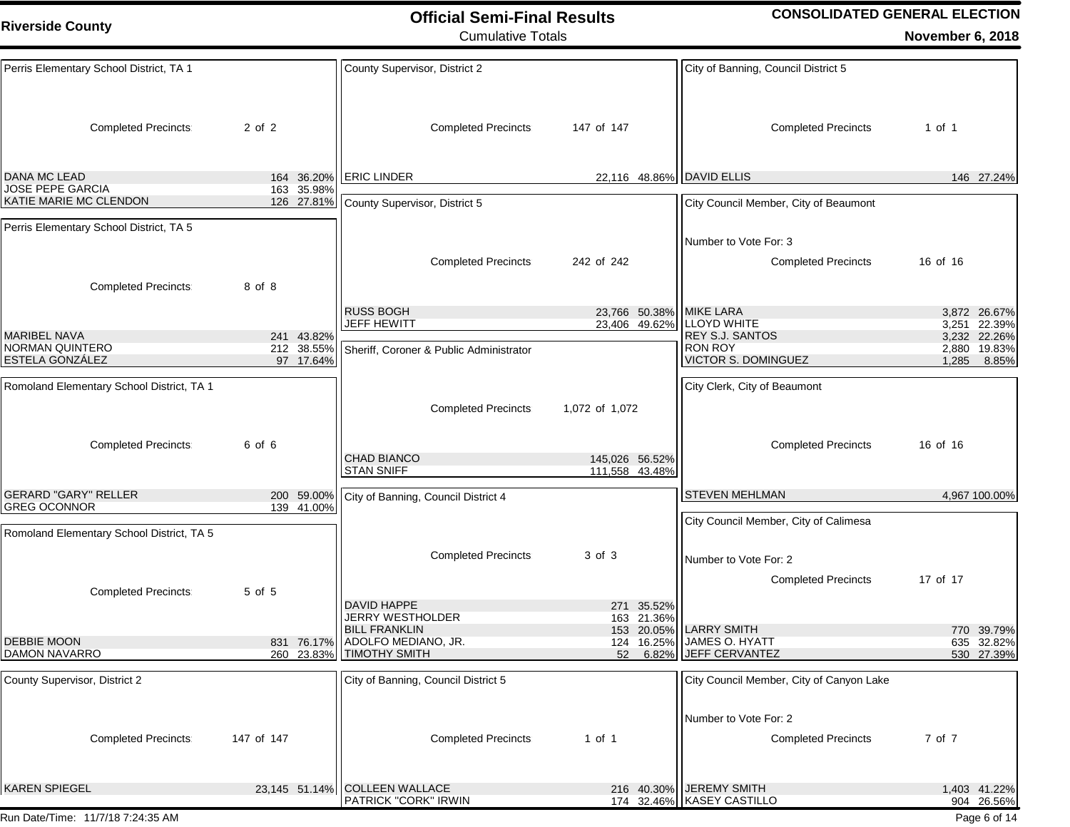## Perris Elementary School District, TA 1

Completed Precincts: 2 of 2

| | | |
|---|---|---|
| DANA MC LEAD | 164 | 36.20% |
| JOSE PEPE GARCIA | 163 | 35.98% |
| KATIE MARIE MC CLENDON | 126 | 27.81% |

## Perris Elementary School District, TA 5

Completed Precincts: 8 of 8

| | | |
|---|---|---|
| MARIBEL NAVA | 241 | 43.82% |
| NORMAN QUINTERO | 212 | 38.55% |
| ESTELA GONZÁLEZ | 97 | 17.64% |

## Romoland Elementary School District, TA 1

Completed Precincts: 6 of 6

| | | |
|---|---|---|
| GERARD "GARY" RELLER | 200 | 59.00% |
| GREG OCONNOR | 139 | 41.00% |

## Romoland Elementary School District, TA 5

Completed Precincts: 5 of 5

| | | |
|---|---|---|
| DEBBIE MOON | 831 | 76.17% |
| DAMON NAVARRO | 260 | 23.83% |

## County Supervisor, District 2

Completed Precincts: 147 of 147

| | | |
|---|---|---|
| KAREN SPIEGEL | 23,145 | 51.14% |
| ERIC LINDER | 22,116 | 48.86% |

## County Supervisor, District 5

Completed Precincts: 242 of 242

| | | |
|---|---|---|
| RUSS BOGH | 23,766 | 50.38% |
| JEFF HEWITT | 23,406 | 49.62% |

## Sheriff, Coroner & Public Administrator

Completed Precincts: 1,072 of 1,072

| | | |
|---|---|---|
| CHAD BIANCO | 145,026 | 56.52% |
| STAN SNIFF | 111,558 | 43.48% |

## City of Banning, Council District 4

Completed Precincts: 3 of 3

| | | |
|---|---|---|
| DAVID HAPPE | 271 | 35.52% |
| JERRY WESTHOLDER | 163 | 21.36% |
| BILL FRANKLIN | 153 | 20.05% |
| ADOLFO MEDIANO, JR. | 124 | 16.25% |
| TIMOTHY SMITH | 52 | 6.82% |

## City of Banning, Council District 5

Completed Precincts: 1 of 1

| | | |
|---|---|---|
| COLLEEN WALLACE | 216 | 40.30% |
| PATRICK "CORK" IRWIN | 174 | 32.46% |
| DAVID ELLIS | 146 | 27.24% |

## City Council Member, City of Beaumont

Number to Vote For: 3

Completed Precincts: 16 of 16

| | | |
|---|---|---|
| MIKE LARA | 3,872 | 26.67% |
| LLOYD WHITE | 3,251 | 22.39% |
| REY S.J. SANTOS | 3,232 | 22.26% |
| RON ROY | 2,880 | 19.83% |
| VICTOR S. DOMINGUEZ | 1,285 | 8.85% |

## City Clerk, City of Beaumont

Completed Precincts: 16 of 16

| | | |
|---|---|---|
| STEVEN MEHLMAN | 4,967 | 100.00% |

## City Council Member, City of Calimesa

Number to Vote For: 2

Completed Precincts: 17 of 17

| | | |
|---|---|---|
| LARRY SMITH | 770 | 39.79% |
| JAMES O. HYATT | 635 | 32.82% |
| JEFF CERVANTEZ | 530 | 27.39% |

## City Council Member, City of Canyon Lake

Number to Vote For: 2

Completed Precincts: 7 of 7

| | | |
|---|---|---|
| JEREMY SMITH | 1,403 | 41.22% |
| KASEY CASTILLO | 904 | 26.56% |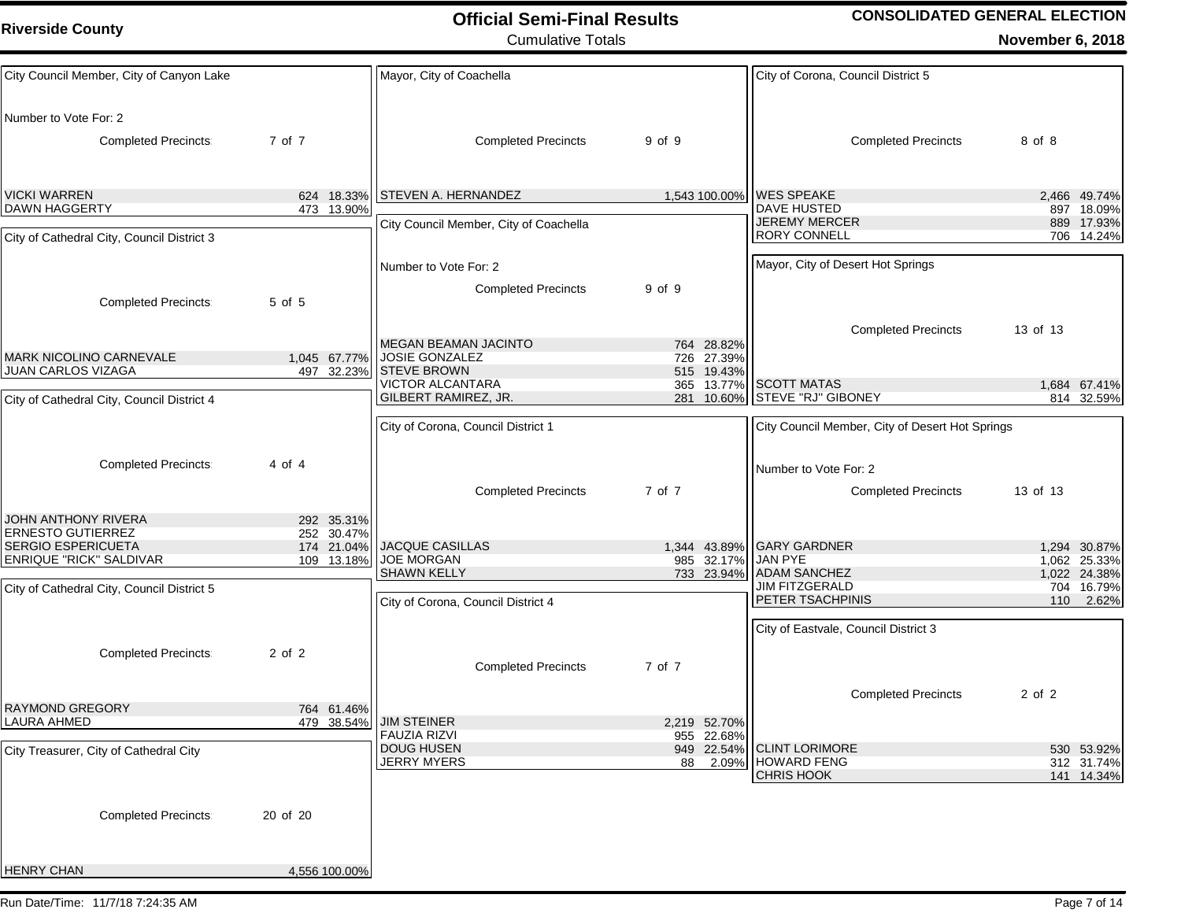**Riverside County**

## Official Semi-Final Results

Cumulative Totals

**CONSOLIDATED GENERAL ELECTION**

**November 6, 2018**

### City Council Member, City of Canyon Lake

Number to Vote For: 2

Completed Precincts: 7 of 7

| | | |
|---|---|---|
| VICKI WARREN | 624 | 18.33% |
| DAWN HAGGERTY | 473 | 13.90% |

### City of Cathedral City, Council District 3

Completed Precincts: 5 of 5

| | | |
|---|---|---|
| MARK NICOLINO CARNEVALE | 1,045 | 67.77% |
| JUAN CARLOS VIZAGA | 497 | 32.23% |

### City of Cathedral City, Council District 4

Completed Precincts: 4 of 4

| | | |
|---|---|---|
| JOHN ANTHONY RIVERA | 292 | 35.31% |
| ERNESTO GUTIERREZ | 252 | 30.47% |
| SERGIO ESPERICUETA | 174 | 21.04% |
| ENRIQUE "RICK" SALDIVAR | 109 | 13.18% |

### City of Cathedral City, Council District 5

Completed Precincts: 2 of 2

| | | |
|---|---|---|
| RAYMOND GREGORY | 764 | 61.46% |
| LAURA AHMED | 479 | 38.54% |

### City Treasurer, City of Cathedral City

Completed Precincts: 20 of 20

| | | |
|---|---|---|
| HENRY CHAN | 4,556 | 100.00% |

### Mayor, City of Coachella

Completed Precincts: 9 of 9

| | | |
|---|---|---|
| STEVEN A. HERNANDEZ | 1,543 | 100.00% |

### City Council Member, City of Coachella

Number to Vote For: 2

Completed Precincts: 9 of 9

| | | |
|---|---|---|
| MEGAN BEAMAN JACINTO | 764 | 28.82% |
| JOSIE GONZALEZ | 726 | 27.39% |
| STEVE BROWN | 515 | 19.43% |
| VICTOR ALCANTARA | 365 | 13.77% |
| GILBERT RAMIREZ, JR. | 281 | 10.60% |

### City of Corona, Council District 1

Completed Precincts: 7 of 7

| | | |
|---|---|---|
| JACQUE CASILLAS | 1,344 | 43.89% |
| JOE MORGAN | 985 | 32.17% |
| SHAWN KELLY | 733 | 23.94% |

### City of Corona, Council District 4

Completed Precincts: 7 of 7

| | | |
|---|---|---|
| JIM STEINER | 2,219 | 52.70% |
| FAUZIA RIZVI | 955 | 22.68% |
| DOUG HUSEN | 949 | 22.54% |
| JERRY MYERS | 88 | 2.09% |

### City of Corona, Council District 5

Completed Precincts: 8 of 8

| | | |
|---|---|---|
| WES SPEAKE | 2,466 | 49.74% |
| DAVE HUSTED | 897 | 18.09% |
| JEREMY MERCER | 889 | 17.93% |
| RORY CONNELL | 706 | 14.24% |

### Mayor, City of Desert Hot Springs

Completed Precincts: 13 of 13

| | | |
|---|---|---|
| SCOTT MATAS | 1,684 | 67.41% |
| STEVE "RJ" GIBONEY | 814 | 32.59% |

### City Council Member, City of Desert Hot Springs

Number to Vote For: 2

Completed Precincts: 13 of 13

| | | |
|---|---|---|
| GARY GARDNER | 1,294 | 30.87% |
| JAN PYE | 1,062 | 25.33% |
| ADAM SANCHEZ | 1,022 | 24.38% |
| JIM FITZGERALD | 704 | 16.79% |
| PETER TSACHPINIS | 110 | 2.62% |

### City of Eastvale, Council District 3

Completed Precincts: 2 of 2

| | | |
|---|---|---|
| CLINT LORIMORE | 530 | 53.92% |
| HOWARD FENG | 312 | 31.74% |
| CHRIS HOOK | 141 | 14.34% |

Run Date/Time: 11/7/18 7:24:35 AM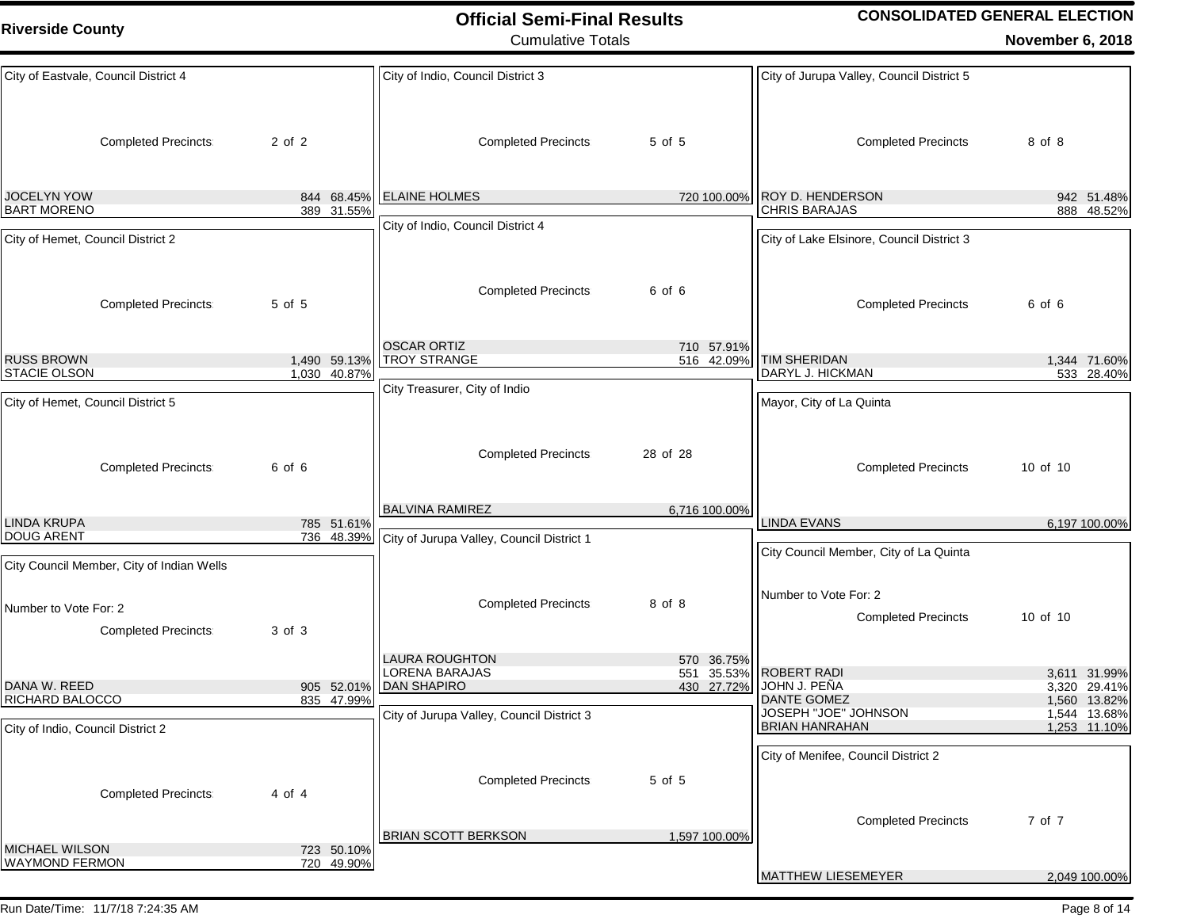# Riverside County

## Official Semi-Final Results

Cumulative Totals

**CONSOLIDATED GENERAL ELECTION**

**November 6, 2018**

### City of Eastvale, Council District 4

Completed Precincts: 2 of 2

| | | |
|---|---|---|
| JOCELYN YOW | 844 | 68.45% |
| BART MORENO | 389 | 31.55% |

### City of Hemet, Council District 2

Completed Precincts: 5 of 5

| | | |
|---|---|---|
| RUSS BROWN | 1,490 | 59.13% |
| STACIE OLSON | 1,030 | 40.87% |

### City of Hemet, Council District 5

Completed Precincts: 6 of 6

| | | |
|---|---|---|
| LINDA KRUPA | 785 | 51.61% |
| DOUG ARENT | 736 | 48.39% |

### City Council Member, City of Indian Wells

Number to Vote For: 2

Completed Precincts: 3 of 3

| | | |
|---|---|---|
| DANA W. REED | 905 | 52.01% |
| RICHARD BALOCCO | 835 | 47.99% |

### City of Indio, Council District 2

Completed Precincts: 4 of 4

| | | |
|---|---|---|
| MICHAEL WILSON | 723 | 50.10% |
| WAYMOND FERMON | 720 | 49.90% |

### City of Indio, Council District 3

Completed Precincts: 5 of 5

| | | |
|---|---|---|
| ELAINE HOLMES | 720 | 100.00% |

### City of Indio, Council District 4

Completed Precincts: 6 of 6

| | | |
|---|---|---|
| OSCAR ORTIZ | 710 | 57.91% |
| TROY STRANGE | 516 | 42.09% |

### City Treasurer, City of Indio

Completed Precincts: 28 of 28

| | | |
|---|---|---|
| BALVINA RAMIREZ | 6,716 | 100.00% |

### City of Jurupa Valley, Council District 1

Completed Precincts: 8 of 8

| | | |
|---|---|---|
| LAURA ROUGHTON | 570 | 36.75% |
| LORENA BARAJAS | 551 | 35.53% |
| DAN SHAPIRO | 430 | 27.72% |

### City of Jurupa Valley, Council District 3

Completed Precincts: 5 of 5

| | | |
|---|---|---|
| BRIAN SCOTT BERKSON | 1,597 | 100.00% |

### City of Jurupa Valley, Council District 5

Completed Precincts: 8 of 8

| | | |
|---|---|---|
| ROY D. HENDERSON | 942 | 51.48% |
| CHRIS BARAJAS | 888 | 48.52% |

### City of Lake Elsinore, Council District 3

Completed Precincts: 6 of 6

| | | |
|---|---|---|
| TIM SHERIDAN | 1,344 | 71.60% |
| DARYL J. HICKMAN | 533 | 28.40% |

### Mayor, City of La Quinta

Completed Precincts: 10 of 10

| | | |
|---|---|---|
| LINDA EVANS | 6,197 | 100.00% |

### City Council Member, City of La Quinta

Number to Vote For: 2

Completed Precincts: 10 of 10

| | | |
|---|---|---|
| ROBERT RADI | 3,611 | 31.99% |
| JOHN J. PEÑA | 3,320 | 29.41% |
| DANTE GOMEZ | 1,560 | 13.82% |
| JOSEPH "JOE" JOHNSON | 1,544 | 13.68% |
| BRIAN HANRAHAN | 1,253 | 11.10% |

### City of Menifee, Council District 2

Completed Precincts: 7 of 7

| | | |
|---|---|---|
| MATTHEW LIESEMEYER | 2,049 | 100.00% |

Run Date/Time: 11/7/18 7:24:35 AM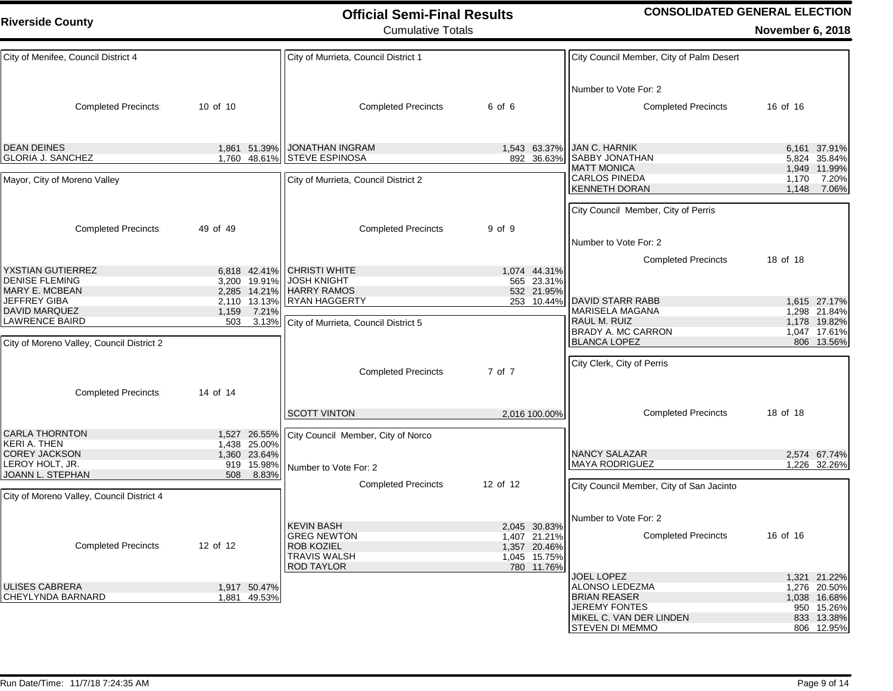# Riverside County

## Official Semi-Final Results

Cumulative Totals

**CONSOLIDATED GENERAL ELECTION**

**November 6, 2018**

### City of Menifee, Council District 4

Completed Precincts: 10 of 10

| | | |
|---|---|---|
| DEAN DEINES | 1,861 | 51.39% |
| GLORIA J. SANCHEZ | 1,760 | 48.61% |

### Mayor, City of Moreno Valley

Completed Precincts: 49 of 49

| | | |
|---|---|---|
| YXSTIAN GUTIERREZ | 6,818 | 42.41% |
| DENISE FLEMING | 3,200 | 19.91% |
| MARY E. MCBEAN | 2,285 | 14.21% |
| JEFFREY GIBA | 2,110 | 13.13% |
| DAVID MARQUEZ | 1,159 | 7.21% |
| LAWRENCE BAIRD | 503 | 3.13% |

### City of Moreno Valley, Council District 2

Completed Precincts: 14 of 14

| | | |
|---|---|---|
| CARLA THORNTON | 1,527 | 26.55% |
| KERI A. THEN | 1,438 | 25.00% |
| COREY JACKSON | 1,360 | 23.64% |
| LEROY HOLT, JR. | 919 | 15.98% |
| JOANN L. STEPHAN | 508 | 8.83% |

### City of Moreno Valley, Council District 4

Completed Precincts: 12 of 12

| | | |
|---|---|---|
| ULISES CABRERA | 1,917 | 50.47% |
| CHEYLYNDA BARNARD | 1,881 | 49.53% |

### City of Murrieta, Council District 1

Completed Precincts: 6 of 6

| | | |
|---|---|---|
| JONATHAN INGRAM | 1,543 | 63.37% |
| STEVE ESPINOSA | 892 | 36.63% |

### City of Murrieta, Council District 2

Completed Precincts: 9 of 9

| | | |
|---|---|---|
| CHRISTI WHITE | 1,074 | 44.31% |
| JOSH KNIGHT | 565 | 23.31% |
| HARRY RAMOS | 532 | 21.95% |
| RYAN HAGGERTY | 253 | 10.44% |

### City of Murrieta, Council District 5

Completed Precincts: 7 of 7

| | | |
|---|---|---|
| SCOTT VINTON | 2,016 | 100.00% |

### City Council Member, City of Norco

Number to Vote For: 2

Completed Precincts: 12 of 12

| | | |
|---|---|---|
| KEVIN BASH | 2,045 | 30.83% |
| GREG NEWTON | 1,407 | 21.21% |
| ROB KOZIEL | 1,357 | 20.46% |
| TRAVIS WALSH | 1,045 | 15.75% |
| ROD TAYLOR | 780 | 11.76% |

### City Council Member, City of Palm Desert

Number to Vote For: 2

Completed Precincts: 16 of 16

| | | |
|---|---|---|
| JAN C. HARNIK | 6,161 | 37.91% |
| SABBY JONATHAN | 5,824 | 35.84% |
| MATT MONICA | 1,949 | 11.99% |
| CARLOS PINEDA | 1,170 | 7.20% |
| KENNETH DORAN | 1,148 | 7.06% |

### City Council Member, City of Perris

Number to Vote For: 2

Completed Precincts: 18 of 18

| | | |
|---|---|---|
| DAVID STARR RABB | 1,615 | 27.17% |
| MARISELA MAGANA | 1,298 | 21.84% |
| RAUL M. RUIZ | 1,178 | 19.82% |
| BRADY A. MC CARRON | 1,047 | 17.61% |
| BLANCA LOPEZ | 806 | 13.56% |

### City Clerk, City of Perris

Completed Precincts: 18 of 18

| | | |
|---|---|---|
| NANCY SALAZAR | 2,574 | 67.74% |
| MAYA RODRIGUEZ | 1,226 | 32.26% |

### City Council Member, City of San Jacinto

Number to Vote For: 2

Completed Precincts: 16 of 16

| | | |
|---|---|---|
| JOEL LOPEZ | 1,321 | 21.22% |
| ALONSO LEDEZMA | 1,276 | 20.50% |
| BRIAN REASER | 1,038 | 16.68% |
| JEREMY FONTES | 950 | 15.26% |
| MIKEL C. VAN DER LINDEN | 833 | 13.38% |
| STEVEN DI MEMMO | 806 | 12.95% |

Run Date/Time: 11/7/18 7:24:35 AM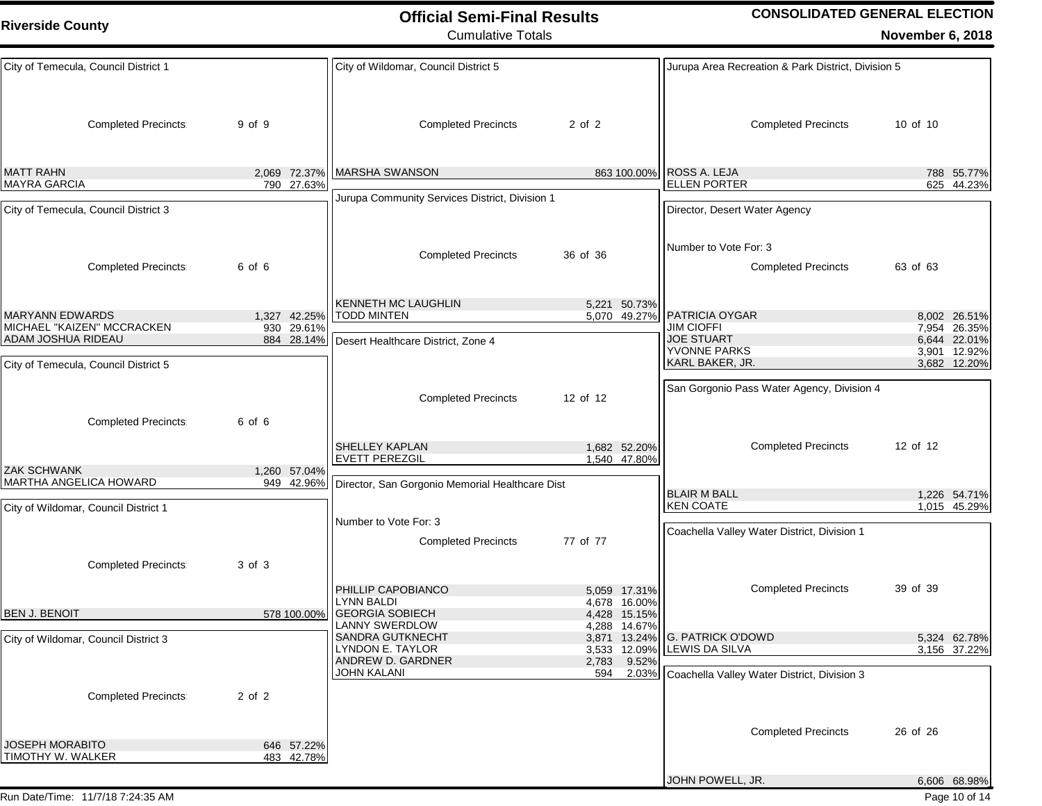# Riverside County

## Official Semi-Final Results
Cumulative Totals

**CONSOLIDATED GENERAL ELECTION**
**November 6, 2018**

### City of Temecula, Council District 1

Completed Precincts: 9 of 9

| | | |
|---|---|---|
| MATT RAHN | 2,069 | 72.37% |
| MAYRA GARCIA | 790 | 27.63% |

### City of Temecula, Council District 3

Completed Precincts: 6 of 6

| | | |
|---|---|---|
| MARYANN EDWARDS | 1,327 | 42.25% |
| MICHAEL "KAIZEN" MCCRACKEN | 930 | 29.61% |
| ADAM JOSHUA RIDEAU | 884 | 28.14% |

### City of Temecula, Council District 5

Completed Precincts: 6 of 6

| | | |
|---|---|---|
| ZAK SCHWANK | 1,260 | 57.04% |
| MARTHA ANGELICA HOWARD | 949 | 42.96% |

### City of Wildomar, Council District 1

Completed Precincts: 3 of 3

| | | |
|---|---|---|
| BEN J. BENOIT | 578 | 100.00% |

### City of Wildomar, Council District 3

Completed Precincts: 2 of 2

| | | |
|---|---|---|
| JOSEPH MORABITO | 646 | 57.22% |
| TIMOTHY W. WALKER | 483 | 42.78% |

### City of Wildomar, Council District 5

Completed Precincts: 2 of 2

| | | |
|---|---|---|
| MARSHA SWANSON | 863 | 100.00% |

### Jurupa Community Services District, Division 1

Completed Precincts: 36 of 36

| | | |
|---|---|---|
| KENNETH MC LAUGHLIN | 5,221 | 50.73% |
| TODD MINTEN | 5,070 | 49.27% |

### Desert Healthcare District, Zone 4

Completed Precincts: 12 of 12

| | | |
|---|---|---|
| SHELLEY KAPLAN | 1,682 | 52.20% |
| EVETT PEREZGIL | 1,540 | 47.80% |

### Director, San Gorgonio Memorial Healthcare Dist

Number to Vote For: 3

Completed Precincts: 77 of 77

| | | |
|---|---|---|
| PHILLIP CAPOBIANCO | 5,059 | 17.31% |
| LYNN BALDI | 4,678 | 16.00% |
| GEORGIA SOBIECH | 4,428 | 15.15% |
| LANNY SWERDLOW | 4,288 | 14.67% |
| SANDRA GUTKNECHT | 3,871 | 13.24% |
| LYNDON E. TAYLOR | 3,533 | 12.09% |
| ANDREW D. GARDNER | 2,783 | 9.52% |
| JOHN KALANI | 594 | 2.03% |

### Jurupa Area Recreation & Park District, Division 5

Completed Precincts: 10 of 10

| | | |
|---|---|---|
| ROSS A. LEJA | 788 | 55.77% |
| ELLEN PORTER | 625 | 44.23% |

### Director, Desert Water Agency

Number to Vote For: 3

Completed Precincts: 63 of 63

| | | |
|---|---|---|
| PATRICIA OYGAR | 8,002 | 26.51% |
| JIM CIOFFI | 7,954 | 26.35% |
| JOE STUART | 6,644 | 22.01% |
| YVONNE PARKS | 3,901 | 12.92% |
| KARL BAKER, JR. | 3,682 | 12.20% |

### San Gorgonio Pass Water Agency, Division 4

Completed Precincts: 12 of 12

| | | |
|---|---|---|
| BLAIR M BALL | 1,226 | 54.71% |
| KEN COATE | 1,015 | 45.29% |

### Coachella Valley Water District, Division 1

Completed Precincts: 39 of 39

| | | |
|---|---|---|
| G. PATRICK O'DOWD | 5,324 | 62.78% |
| LEWIS DA SILVA | 3,156 | 37.22% |

### Coachella Valley Water District, Division 3

Completed Precincts: 26 of 26

| | | |
|---|---|---|
| JOHN POWELL, JR. | 6,606 | 68.98% |

Run Date/Time: 11/7/18 7:24:35 AM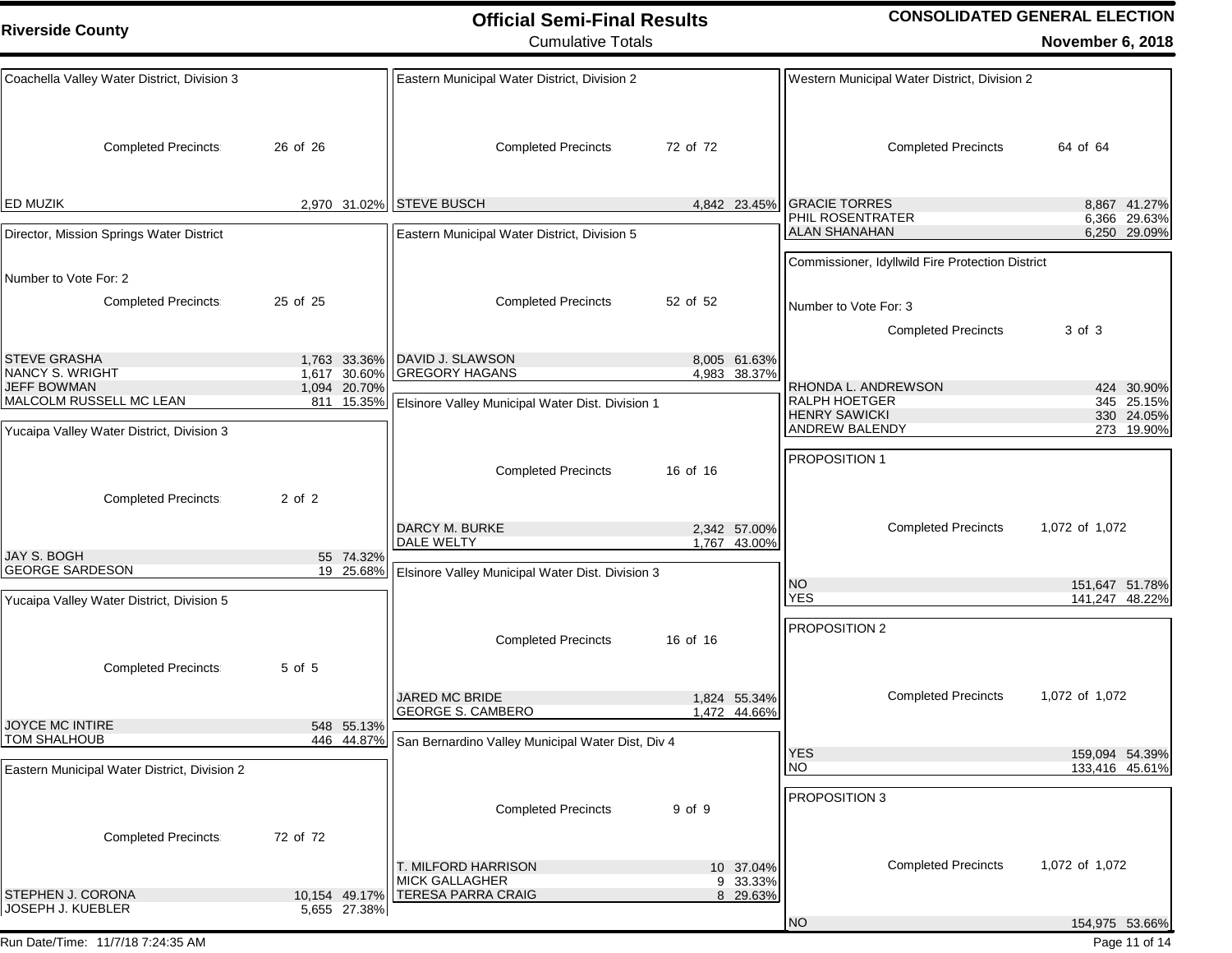## Coachella Valley Water District, Division 3

Completed Precincts: 26 of 26

| | | |
|---|---|---|
| ED MUZIK | 2,970 | 31.02% |

## Director, Mission Springs Water District

Number to Vote For: 2

Completed Precincts: 25 of 25

| | | |
|---|---|---|
| STEVE GRASHA | 1,763 | 33.36% |
| NANCY S. WRIGHT | 1,617 | 30.60% |
| JEFF BOWMAN | 1,094 | 20.70% |
| MALCOLM RUSSELL MC LEAN | 811 | 15.35% |

## Yucaipa Valley Water District, Division 3

Completed Precincts: 2 of 2

| | | |
|---|---|---|
| JAY S. BOGH | 55 | 74.32% |
| GEORGE SARDESON | 19 | 25.68% |

## Yucaipa Valley Water District, Division 5

Completed Precincts: 5 of 5

| | | |
|---|---|---|
| JOYCE MC INTIRE | 548 | 55.13% |
| TOM SHALHOUB | 446 | 44.87% |

## Eastern Municipal Water District, Division 2

Completed Precincts: 72 of 72

| | | |
|---|---|---|
| STEPHEN J. CORONA | 10,154 | 49.17% |
| JOSEPH J. KUEBLER | 5,655 | 27.38% |

## Eastern Municipal Water District, Division 2

Completed Precincts: 72 of 72

| | | |
|---|---|---|
| STEVE BUSCH | 4,842 | 23.45% |

## Eastern Municipal Water District, Division 5

Completed Precincts: 52 of 52

| | | |
|---|---|---|
| DAVID J. SLAWSON | 8,005 | 61.63% |
| GREGORY HAGANS | 4,983 | 38.37% |

## Elsinore Valley Municipal Water Dist. Division 1

Completed Precincts: 16 of 16

| | | |
|---|---|---|
| DARCY M. BURKE | 2,342 | 57.00% |
| DALE WELTY | 1,767 | 43.00% |

## Elsinore Valley Municipal Water Dist. Division 3

Completed Precincts: 16 of 16

| | | |
|---|---|---|
| JARED MC BRIDE | 1,824 | 55.34% |
| GEORGE S. CAMBERO | 1,472 | 44.66% |

## San Bernardino Valley Municipal Water Dist, Div 4

Completed Precincts: 9 of 9

| | | |
|---|---|---|
| T. MILFORD HARRISON | 10 | 37.04% |
| MICK GALLAGHER | 9 | 33.33% |
| TERESA PARRA CRAIG | 8 | 29.63% |

## Western Municipal Water District, Division 2

Completed Precincts: 64 of 64

| | | |
|---|---|---|
| GRACIE TORRES | 8,867 | 41.27% |
| PHIL ROSENTRATER | 6,366 | 29.63% |
| ALAN SHANAHAN | 6,250 | 29.09% |

## Commissioner, Idyllwild Fire Protection District

Number to Vote For: 3

Completed Precincts: 3 of 3

| | | |
|---|---|---|
| RHONDA L. ANDREWSON | 424 | 30.90% |
| RALPH HOETGER | 345 | 25.15% |
| HENRY SAWICKI | 330 | 24.05% |
| ANDREW BALENDY | 273 | 19.90% |

## PROPOSITION 1

Completed Precincts: 1,072 of 1,072

| | | |
|---|---|---|
| NO | 151,647 | 51.78% |
| YES | 141,247 | 48.22% |

## PROPOSITION 2

Completed Precincts: 1,072 of 1,072

| | | |
|---|---|---|
| YES | 159,094 | 54.39% |
| NO | 133,416 | 45.61% |

## PROPOSITION 3

Completed Precincts: 1,072 of 1,072

| | | |
|---|---|---|
| NO | 154,975 | 53.66% |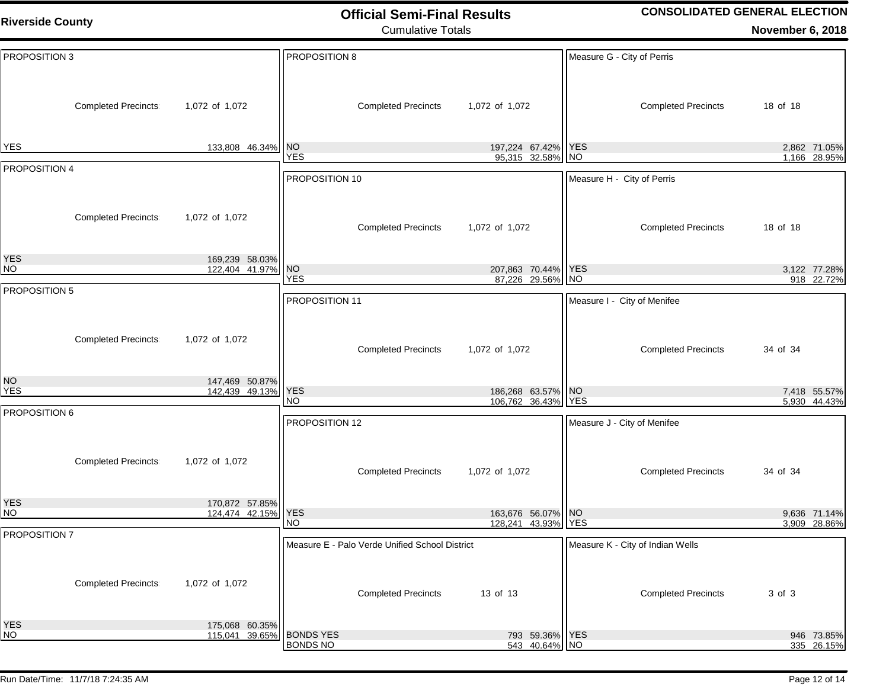## PROPOSITION 3

| | | |
|---|---|---|
| Completed Precincts | 1,072 of 1,072 | |
| YES | 133,808 | 46.34% |

## PROPOSITION 4

| | | |
|---|---|---|
| Completed Precincts | 1,072 of 1,072 | |
| YES | 169,239 | 58.03% |
| NO | 122,404 | 41.97% |

## PROPOSITION 5

| | | |
|---|---|---|
| Completed Precincts | 1,072 of 1,072 | |
| NO | 147,469 | 50.87% |
| YES | 142,439 | 49.13% |

## PROPOSITION 6

| | | |
|---|---|---|
| Completed Precincts | 1,072 of 1,072 | |
| YES | 170,872 | 57.85% |
| NO | 124,474 | 42.15% |

## PROPOSITION 7

| | | |
|---|---|---|
| Completed Precincts | 1,072 of 1,072 | |
| YES | 175,068 | 60.35% |
| NO | 115,041 | 39.65% |

## PROPOSITION 8

| | | |
|---|---|---|
| Completed Precincts | 1,072 of 1,072 | |
| NO | 197,224 | 67.42% |
| YES | 95,315 | 32.58% |

## PROPOSITION 10

| | | |
|---|---|---|
| Completed Precincts | 1,072 of 1,072 | |
| NO | 207,863 | 70.44% |
| YES | 87,226 | 29.56% |

## PROPOSITION 11

| | | |
|---|---|---|
| Completed Precincts | 1,072 of 1,072 | |
| YES | 186,268 | 63.57% |
| NO | 106,762 | 36.43% |

## PROPOSITION 12

| | | |
|---|---|---|
| Completed Precincts | 1,072 of 1,072 | |
| YES | 163,676 | 56.07% |
| NO | 128,241 | 43.93% |

## Measure E - Palo Verde Unified School District

| | | |
|---|---|---|
| Completed Precincts | 13 of 13 | |
| BONDS YES | 793 | 59.36% |
| BONDS NO | 543 | 40.64% |

## Measure G - City of Perris

| | | |
|---|---|---|
| Completed Precincts | 18 of 18 | |
| YES | 2,862 | 71.05% |
| NO | 1,166 | 28.95% |

## Measure H - City of Perris

| | | |
|---|---|---|
| Completed Precincts | 18 of 18 | |
| YES | 3,122 | 77.28% |
| NO | 918 | 22.72% |

## Measure I - City of Menifee

| | | |
|---|---|---|
| Completed Precincts | 34 of 34 | |
| NO | 7,418 | 55.57% |
| YES | 5,930 | 44.43% |

## Measure J - City of Menifee

| | | |
|---|---|---|
| Completed Precincts | 34 of 34 | |
| NO | 9,636 | 71.14% |
| YES | 3,909 | 28.86% |

## Measure K - City of Indian Wells

| | | |
|---|---|---|
| Completed Precincts | 3 of 3 | |
| YES | 946 | 73.85% |
| NO | 335 | 26.15% |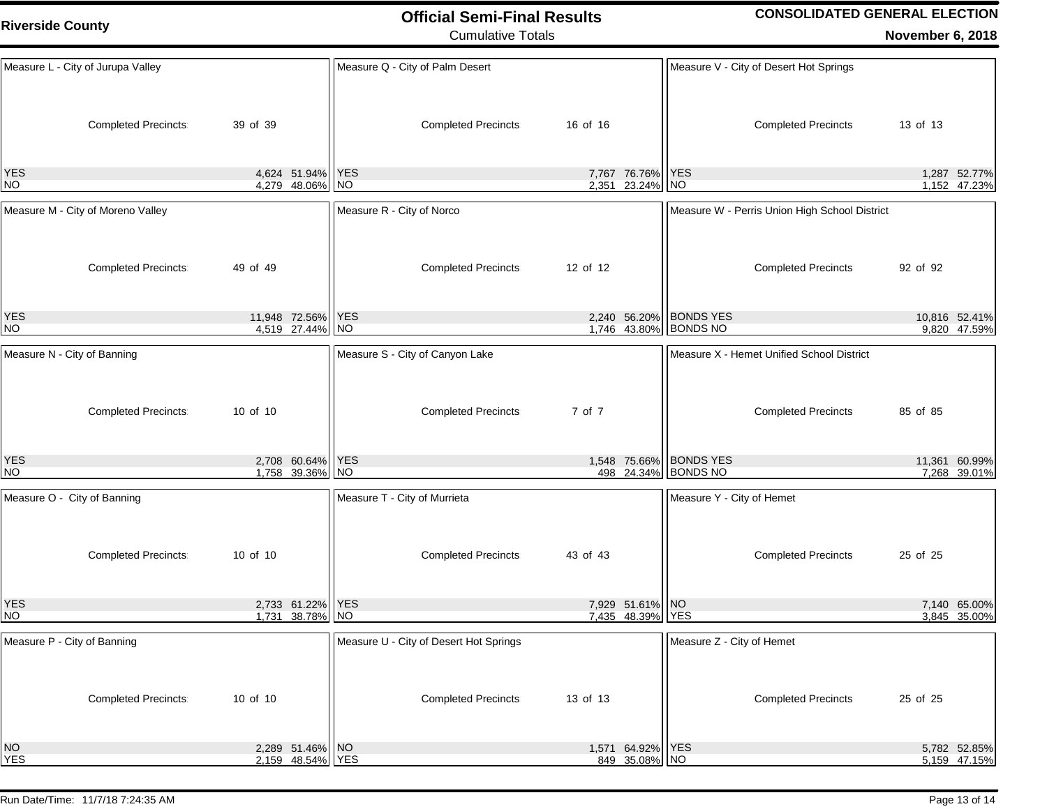## Measure L - City of Jurupa Valley

Completed Precincts: 39 of 39

| | | |
|---|---|---|
| YES | 4,624 | 51.94% |
| NO | 4,279 | 48.06% |

## Measure M - City of Moreno Valley

Completed Precincts: 49 of 49

| | | |
|---|---|---|
| YES | 11,948 | 72.56% |
| NO | 4,519 | 27.44% |

## Measure N - City of Banning

Completed Precincts: 10 of 10

| | | |
|---|---|---|
| YES | 2,708 | 60.64% |
| NO | 1,758 | 39.36% |

## Measure O - City of Banning

Completed Precincts: 10 of 10

| | | |
|---|---|---|
| YES | 2,733 | 61.22% |
| NO | 1,731 | 38.78% |

## Measure P - City of Banning

Completed Precincts: 10 of 10

| | | |
|---|---|---|
| NO | 2,289 | 51.46% |
| YES | 2,159 | 48.54% |

## Measure Q - City of Palm Desert

Completed Precincts: 16 of 16

| | | |
|---|---|---|
| YES | 7,767 | 76.76% |
| NO | 2,351 | 23.24% |

## Measure R - City of Norco

Completed Precincts: 12 of 12

| | | |
|---|---|---|
| YES | 2,240 | 56.20% |
| NO | 1,746 | 43.80% |

## Measure S - City of Canyon Lake

Completed Precincts: 7 of 7

| | | |
|---|---|---|
| YES | 1,548 | 75.66% |
| NO | 498 | 24.34% |

## Measure T - City of Murrieta

Completed Precincts: 43 of 43

| | | |
|---|---|---|
| YES | 7,929 | 51.61% |
| NO | 7,435 | 48.39% |

## Measure U - City of Desert Hot Springs

Completed Precincts: 13 of 13

| | | |
|---|---|---|
| NO | 1,571 | 64.92% |
| YES | 849 | 35.08% |

## Measure V - City of Desert Hot Springs

Completed Precincts: 13 of 13

| | | |
|---|---|---|
| YES | 1,287 | 52.77% |
| NO | 1,152 | 47.23% |

## Measure W - Perris Union High School District

Completed Precincts: 92 of 92

| | | |
|---|---|---|
| BONDS YES | 10,816 | 52.41% |
| BONDS NO | 9,820 | 47.59% |

## Measure X - Hemet Unified School District

Completed Precincts: 85 of 85

| | | |
|---|---|---|
| BONDS YES | 11,361 | 60.99% |
| BONDS NO | 7,268 | 39.01% |

## Measure Y - City of Hemet

Completed Precincts: 25 of 25

| | | |
|---|---|---|
| NO | 7,140 | 65.00% |
| YES | 3,845 | 35.00% |

## Measure Z - City of Hemet

Completed Precincts: 25 of 25

| | | |
|---|---|---|
| YES | 5,782 | 52.85% |
| NO | 5,159 | 47.15% |

Run Date/Time: 11/7/18 7:24:35 AM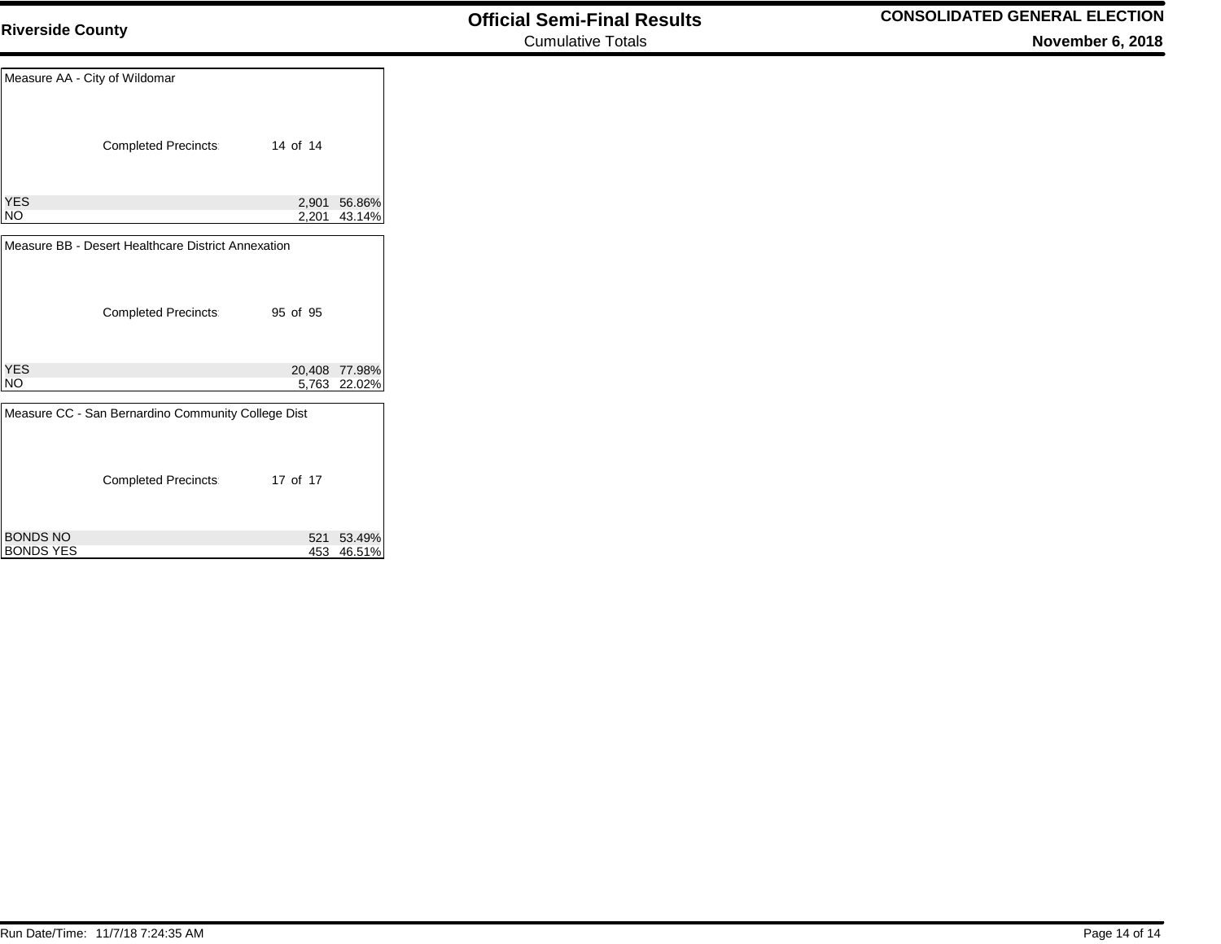### Measure AA - City of Wildomar

Completed Precincts: 14 of 14

| | | |
|---|---|---|
| YES | 2,901 | 56.86% |
| NO | 2,201 | 43.14% |

### Measure BB - Desert Healthcare District Annexation

Completed Precincts: 95 of 95

| | | |
|---|---|---|
| YES | 20,408 | 77.98% |
| NO | 5,763 | 22.02% |

### Measure CC - San Bernardino Community College Dist

Completed Precincts: 17 of 17

| | | |
|---|---|---|
| BONDS NO | 521 | 53.49% |
| BONDS YES | 453 | 46.51% |

Run Date/Time: 11/7/18 7:24:35 AM